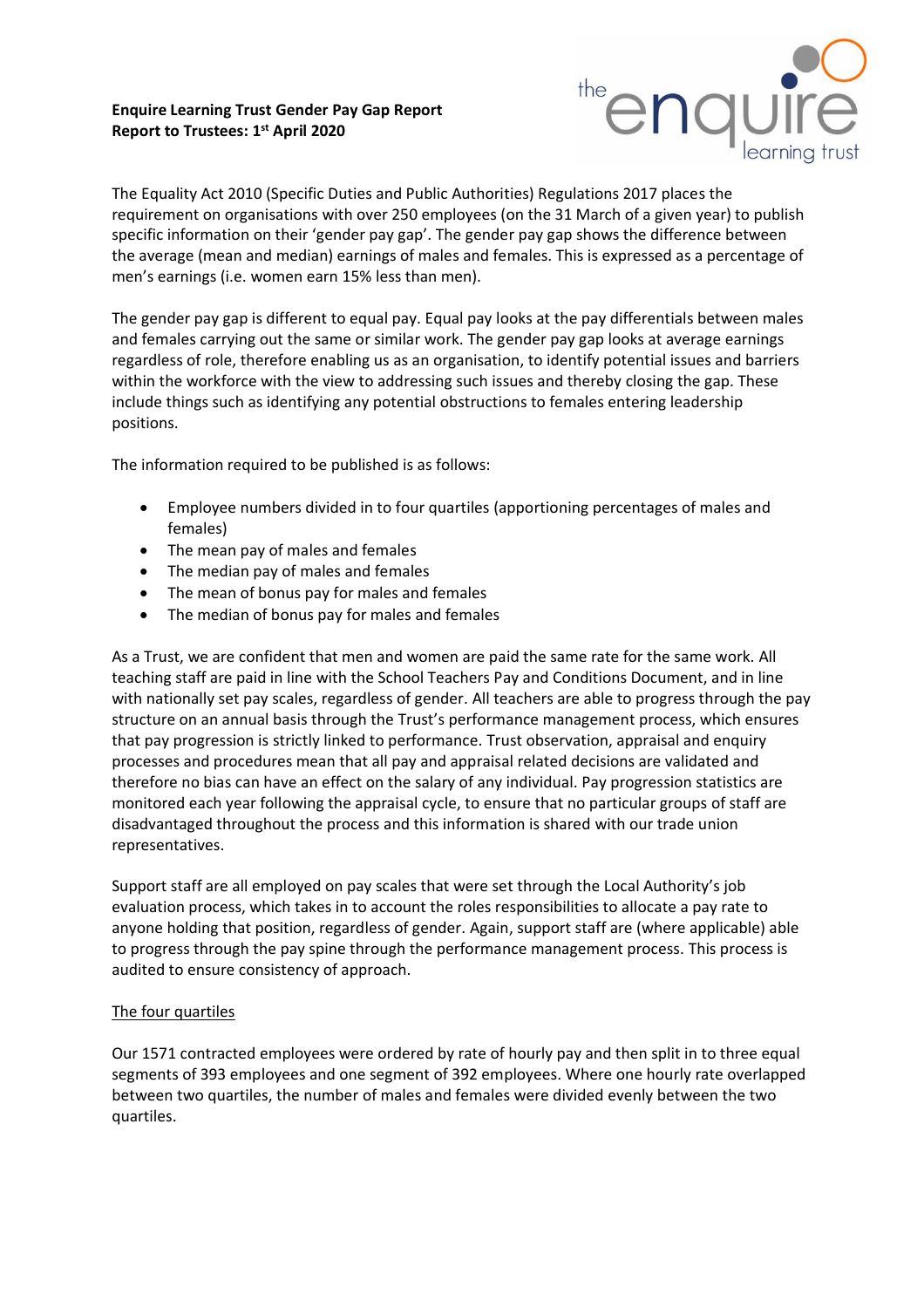**Enquire Learning Trust Gender Pay Gap Report**
**Report to Trustees: 1st April 2020**

The Equality Act 2010 (Specific Duties and Public Authorities) Regulations 2017 places the requirement on organisations with over 250 employees (on the 31 March of a given year) to publish specific information on their 'gender pay gap'. The gender pay gap shows the difference between the average (mean and median) earnings of males and females. This is expressed as a percentage of men's earnings (i.e. women earn 15% less than men).

The gender pay gap is different to equal pay. Equal pay looks at the pay differentials between males and females carrying out the same or similar work. The gender pay gap looks at average earnings regardless of role, therefore enabling us as an organisation, to identify potential issues and barriers within the workforce with the view to addressing such issues and thereby closing the gap. These include things such as identifying any potential obstructions to females entering leadership positions.

The information required to be published is as follows:

- Employee numbers divided in to four quartiles (apportioning percentages of males and females)
- The mean pay of males and females
- The median pay of males and females
- The mean of bonus pay for males and females
- The median of bonus pay for males and females

As a Trust, we are confident that men and women are paid the same rate for the same work. All teaching staff are paid in line with the School Teachers Pay and Conditions Document, and in line with nationally set pay scales, regardless of gender. All teachers are able to progress through the pay structure on an annual basis through the Trust's performance management process, which ensures that pay progression is strictly linked to performance. Trust observation, appraisal and enquiry processes and procedures mean that all pay and appraisal related decisions are validated and therefore no bias can have an effect on the salary of any individual. Pay progression statistics are monitored each year following the appraisal cycle, to ensure that no particular groups of staff are disadvantaged throughout the process and this information is shared with our trade union representatives.

Support staff are all employed on pay scales that were set through the Local Authority's job evaluation process, which takes in to account the roles responsibilities to allocate a pay rate to anyone holding that position, regardless of gender. Again, support staff are (where applicable) able to progress through the pay spine through the performance management process. This process is audited to ensure consistency of approach.

The four quartiles

Our 1571 contracted employees were ordered by rate of hourly pay and then split in to three equal segments of 393 employees and one segment of 392 employees. Where one hourly rate overlapped between two quartiles, the number of males and females were divided evenly between the two quartiles.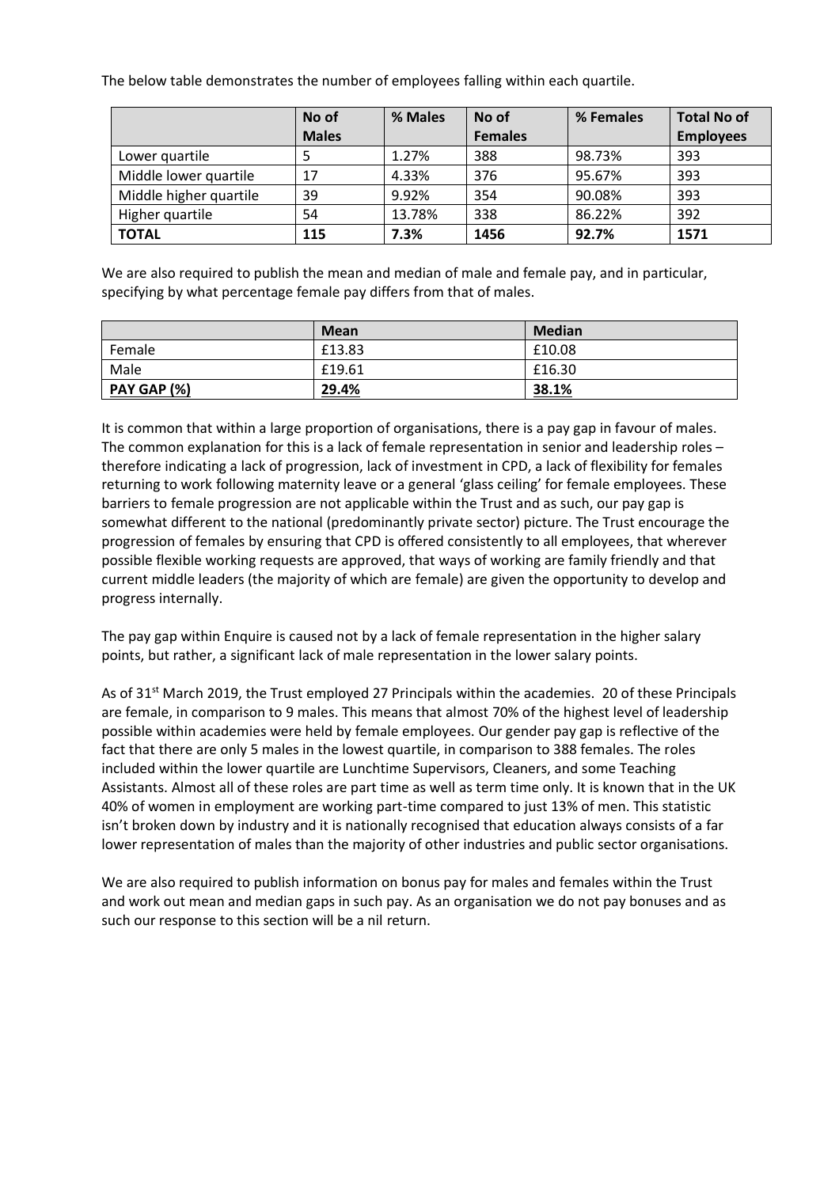The below table demonstrates the number of employees falling within each quartile.

| | No of Males | % Males | No of Females | % Females | Total No of Employees |
|---|---|---|---|---|---|
| Lower quartile | 5 | 1.27% | 388 | 98.73% | 393 |
| Middle lower quartile | 17 | 4.33% | 376 | 95.67% | 393 |
| Middle higher quartile | 39 | 9.92% | 354 | 90.08% | 393 |
| Higher quartile | 54 | 13.78% | 338 | 86.22% | 392 |
| **TOTAL** | **115** | **7.3%** | **1456** | **92.7%** | **1571** |

We are also required to publish the mean and median of male and female pay, and in particular, specifying by what percentage female pay differs from that of males.

| | Mean | Median |
|---|---|---|
| Female | £13.83 | £10.08 |
| Male | £19.61 | £16.30 |
| **PAY GAP (%)** | **29.4%** | **38.1%** |

It is common that within a large proportion of organisations, there is a pay gap in favour of males. The common explanation for this is a lack of female representation in senior and leadership roles – therefore indicating a lack of progression, lack of investment in CPD, a lack of flexibility for females returning to work following maternity leave or a general 'glass ceiling' for female employees. These barriers to female progression are not applicable within the Trust and as such, our pay gap is somewhat different to the national (predominantly private sector) picture. The Trust encourage the progression of females by ensuring that CPD is offered consistently to all employees, that wherever possible flexible working requests are approved, that ways of working are family friendly and that current middle leaders (the majority of which are female) are given the opportunity to develop and progress internally.

The pay gap within Enquire is caused not by a lack of female representation in the higher salary points, but rather, a significant lack of male representation in the lower salary points.

As of 31st March 2019, the Trust employed 27 Principals within the academies. 20 of these Principals are female, in comparison to 9 males. This means that almost 70% of the highest level of leadership possible within academies were held by female employees. Our gender pay gap is reflective of the fact that there are only 5 males in the lowest quartile, in comparison to 388 females. The roles included within the lower quartile are Lunchtime Supervisors, Cleaners, and some Teaching Assistants. Almost all of these roles are part time as well as term time only. It is known that in the UK 40% of women in employment are working part-time compared to just 13% of men. This statistic isn't broken down by industry and it is nationally recognised that education always consists of a far lower representation of males than the majority of other industries and public sector organisations.

We are also required to publish information on bonus pay for males and females within the Trust and work out mean and median gaps in such pay. As an organisation we do not pay bonuses and as such our response to this section will be a nil return.